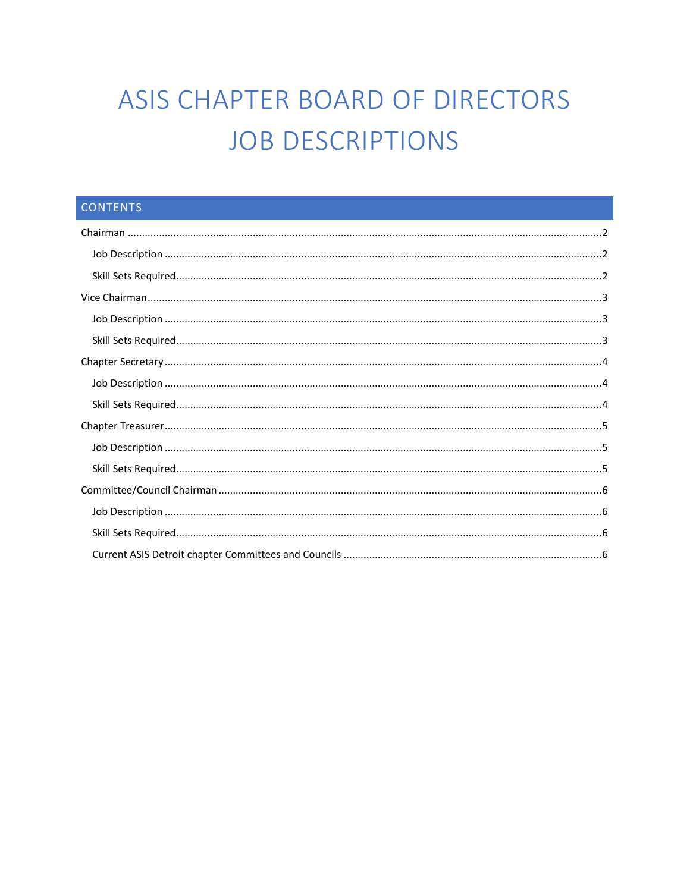# ASIS CHAPTER BOARD OF DIRECTORS JOB DESCRIPTIONS

## CONTENTS

- Chairman ........ 2
  - Job Description ........ 2
  - Skill Sets Required ........ 2
- Vice Chairman ........ 3
  - Job Description ........ 3
  - Skill Sets Required ........ 3
- Chapter Secretary ........ 4
  - Job Description ........ 4
  - Skill Sets Required ........ 4
- Chapter Treasurer ........ 5
  - Job Description ........ 5
  - Skill Sets Required ........ 5
- Committee/Council Chairman ........ 6
  - Job Description ........ 6
  - Skill Sets Required ........ 6
  - Current ASIS Detroit chapter Committees and Councils ........ 6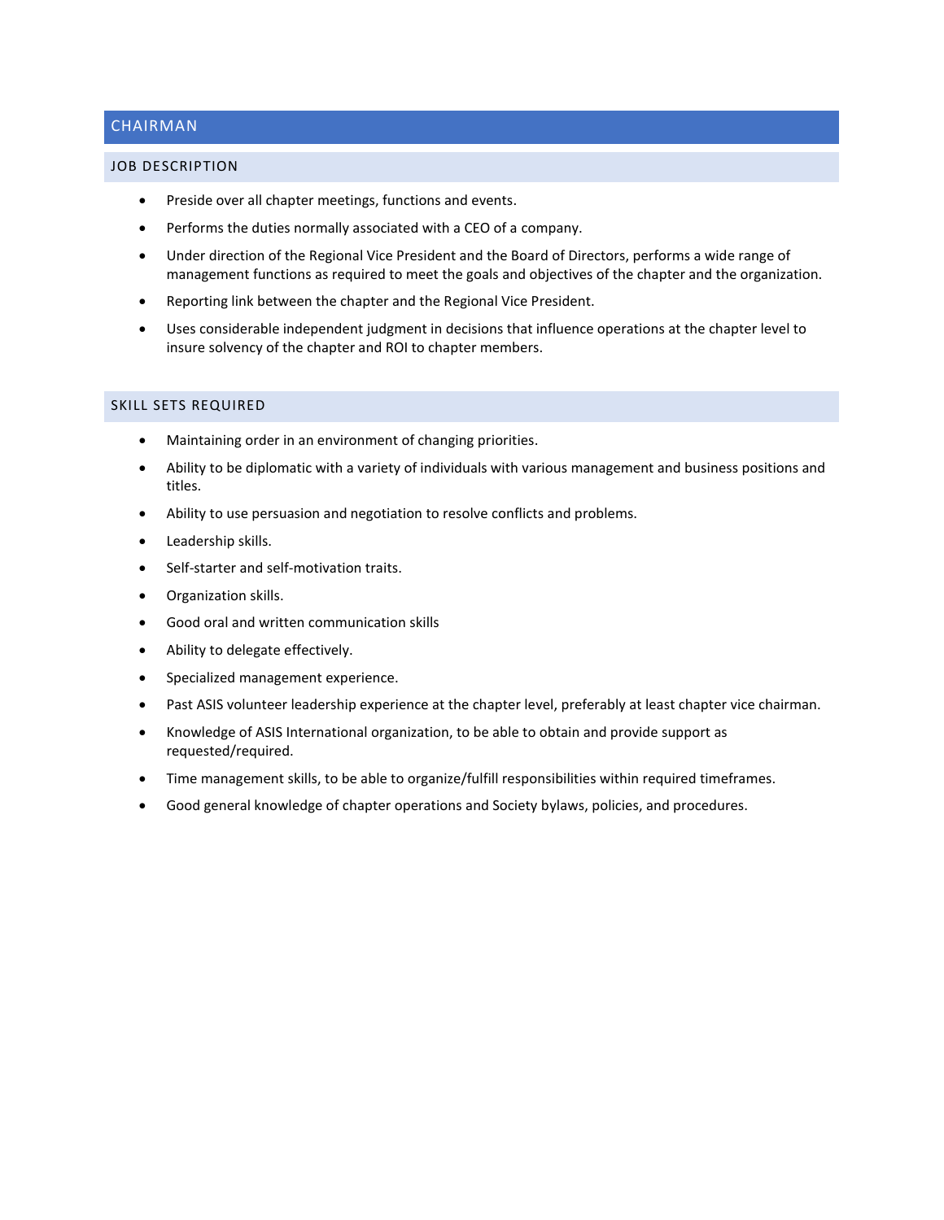# CHAIRMAN

## JOB DESCRIPTION

- Preside over all chapter meetings, functions and events.
- Performs the duties normally associated with a CEO of a company.
- Under direction of the Regional Vice President and the Board of Directors, performs a wide range of management functions as required to meet the goals and objectives of the chapter and the organization.
- Reporting link between the chapter and the Regional Vice President.
- Uses considerable independent judgment in decisions that influence operations at the chapter level to insure solvency of the chapter and ROI to chapter members.

## SKILL SETS REQUIRED

- Maintaining order in an environment of changing priorities.
- Ability to be diplomatic with a variety of individuals with various management and business positions and titles.
- Ability to use persuasion and negotiation to resolve conflicts and problems.
- Leadership skills.
- Self-starter and self-motivation traits.
- Organization skills.
- Good oral and written communication skills
- Ability to delegate effectively.
- Specialized management experience.
- Past ASIS volunteer leadership experience at the chapter level, preferably at least chapter vice chairman.
- Knowledge of ASIS International organization, to be able to obtain and provide support as requested/required.
- Time management skills, to be able to organize/fulfill responsibilities within required timeframes.
- Good general knowledge of chapter operations and Society bylaws, policies, and procedures.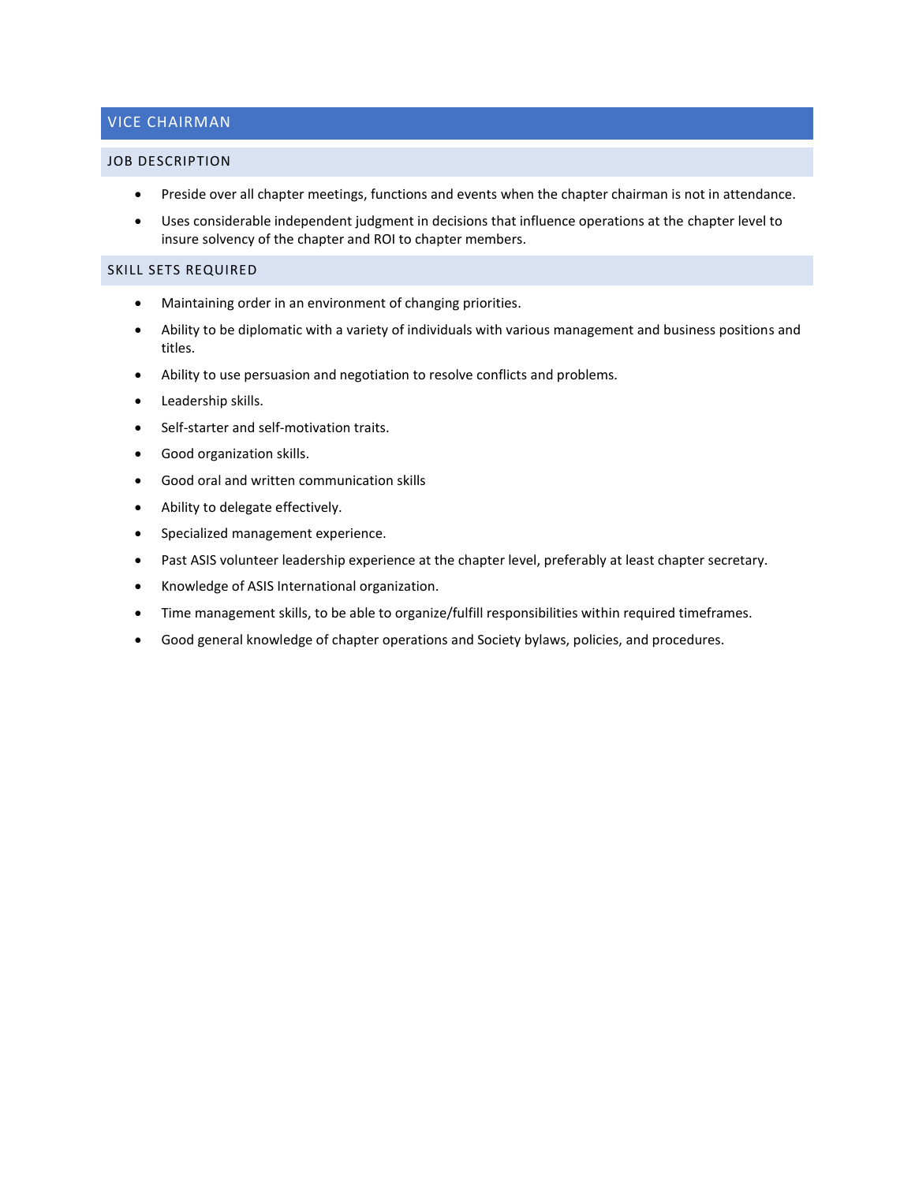## VICE CHAIRMAN

### JOB DESCRIPTION

- Preside over all chapter meetings, functions and events when the chapter chairman is not in attendance.
- Uses considerable independent judgment in decisions that influence operations at the chapter level to insure solvency of the chapter and ROI to chapter members.

### SKILL SETS REQUIRED

- Maintaining order in an environment of changing priorities.
- Ability to be diplomatic with a variety of individuals with various management and business positions and titles.
- Ability to use persuasion and negotiation to resolve conflicts and problems.
- Leadership skills.
- Self-starter and self-motivation traits.
- Good organization skills.
- Good oral and written communication skills
- Ability to delegate effectively.
- Specialized management experience.
- Past ASIS volunteer leadership experience at the chapter level, preferably at least chapter secretary.
- Knowledge of ASIS International organization.
- Time management skills, to be able to organize/fulfill responsibilities within required timeframes.
- Good general knowledge of chapter operations and Society bylaws, policies, and procedures.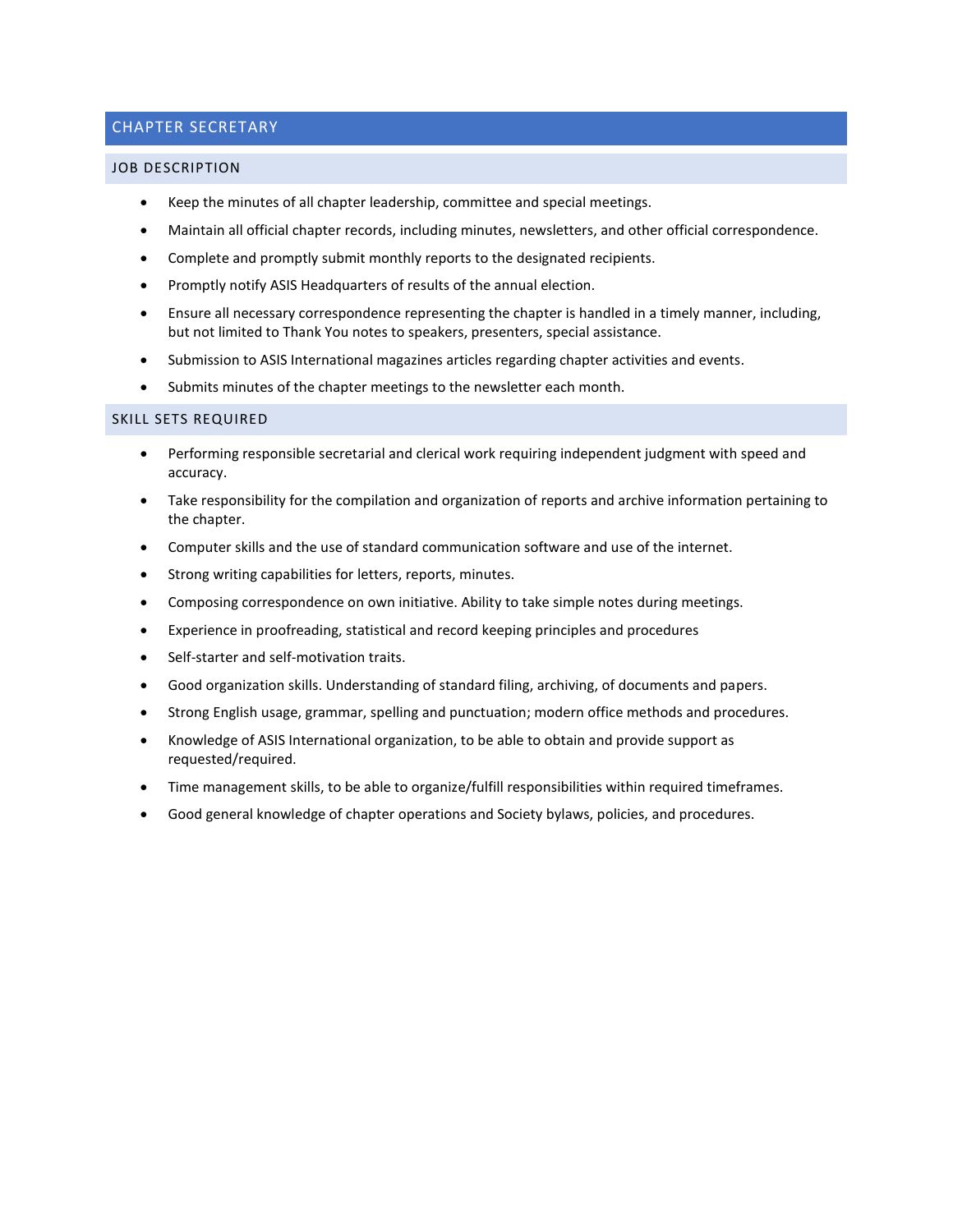## CHAPTER SECRETARY

### JOB DESCRIPTION

- Keep the minutes of all chapter leadership, committee and special meetings.
- Maintain all official chapter records, including minutes, newsletters, and other official correspondence.
- Complete and promptly submit monthly reports to the designated recipients.
- Promptly notify ASIS Headquarters of results of the annual election.
- Ensure all necessary correspondence representing the chapter is handled in a timely manner, including, but not limited to Thank You notes to speakers, presenters, special assistance.
- Submission to ASIS International magazines articles regarding chapter activities and events.
- Submits minutes of the chapter meetings to the newsletter each month.

### SKILL SETS REQUIRED

- Performing responsible secretarial and clerical work requiring independent judgment with speed and accuracy.
- Take responsibility for the compilation and organization of reports and archive information pertaining to the chapter.
- Computer skills and the use of standard communication software and use of the internet.
- Strong writing capabilities for letters, reports, minutes.
- Composing correspondence on own initiative. Ability to take simple notes during meetings.
- Experience in proofreading, statistical and record keeping principles and procedures
- Self-starter and self-motivation traits.
- Good organization skills. Understanding of standard filing, archiving, of documents and papers.
- Strong English usage, grammar, spelling and punctuation; modern office methods and procedures.
- Knowledge of ASIS International organization, to be able to obtain and provide support as requested/required.
- Time management skills, to be able to organize/fulfill responsibilities within required timeframes.
- Good general knowledge of chapter operations and Society bylaws, policies, and procedures.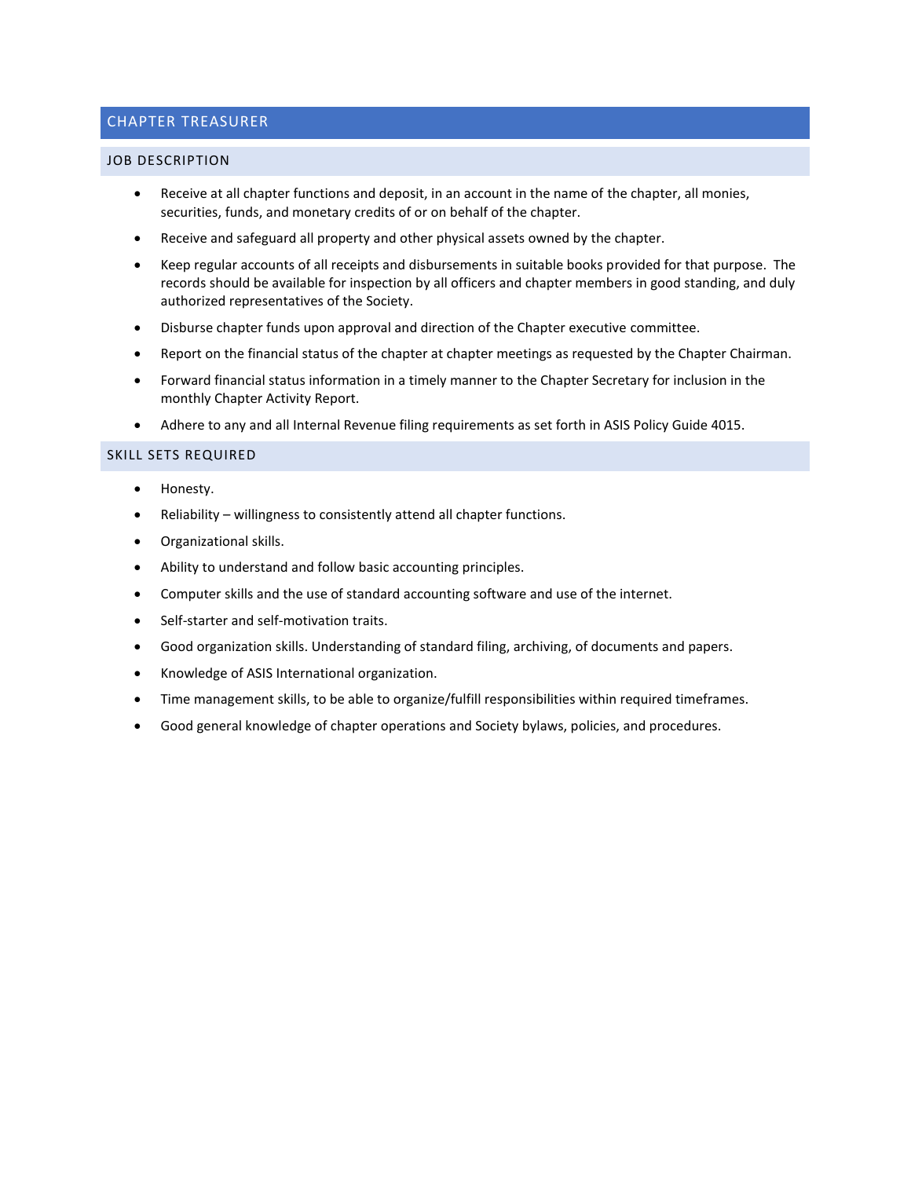## CHAPTER TREASURER

### JOB DESCRIPTION

- Receive at all chapter functions and deposit, in an account in the name of the chapter, all monies, securities, funds, and monetary credits of or on behalf of the chapter.
- Receive and safeguard all property and other physical assets owned by the chapter.
- Keep regular accounts of all receipts and disbursements in suitable books provided for that purpose. The records should be available for inspection by all officers and chapter members in good standing, and duly authorized representatives of the Society.
- Disburse chapter funds upon approval and direction of the Chapter executive committee.
- Report on the financial status of the chapter at chapter meetings as requested by the Chapter Chairman.
- Forward financial status information in a timely manner to the Chapter Secretary for inclusion in the monthly Chapter Activity Report.
- Adhere to any and all Internal Revenue filing requirements as set forth in ASIS Policy Guide 4015.

### SKILL SETS REQUIRED

- Honesty.
- Reliability – willingness to consistently attend all chapter functions.
- Organizational skills.
- Ability to understand and follow basic accounting principles.
- Computer skills and the use of standard accounting software and use of the internet.
- Self-starter and self-motivation traits.
- Good organization skills. Understanding of standard filing, archiving, of documents and papers.
- Knowledge of ASIS International organization.
- Time management skills, to be able to organize/fulfill responsibilities within required timeframes.
- Good general knowledge of chapter operations and Society bylaws, policies, and procedures.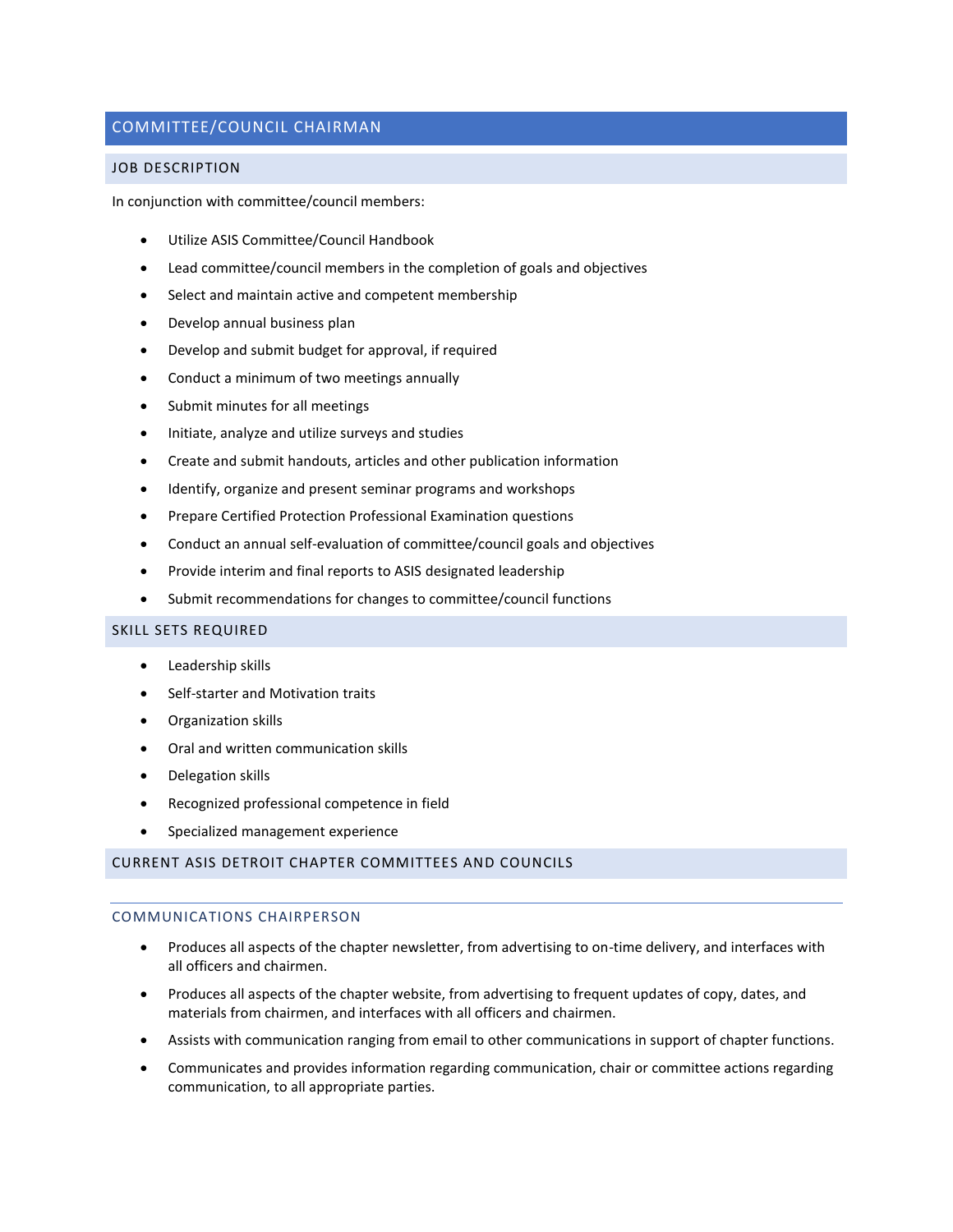## COMMITTEE/COUNCIL CHAIRMAN

### JOB DESCRIPTION

In conjunction with committee/council members:

- Utilize ASIS Committee/Council Handbook
- Lead committee/council members in the completion of goals and objectives
- Select and maintain active and competent membership
- Develop annual business plan
- Develop and submit budget for approval, if required
- Conduct a minimum of two meetings annually
- Submit minutes for all meetings
- Initiate, analyze and utilize surveys and studies
- Create and submit handouts, articles and other publication information
- Identify, organize and present seminar programs and workshops
- Prepare Certified Protection Professional Examination questions
- Conduct an annual self-evaluation of committee/council goals and objectives
- Provide interim and final reports to ASIS designated leadership
- Submit recommendations for changes to committee/council functions

### SKILL SETS REQUIRED

- Leadership skills
- Self-starter and Motivation traits
- Organization skills
- Oral and written communication skills
- Delegation skills
- Recognized professional competence in field
- Specialized management experience

### CURRENT ASIS DETROIT CHAPTER COMMITTEES AND COUNCILS

#### COMMUNICATIONS CHAIRPERSON

- Produces all aspects of the chapter newsletter, from advertising to on-time delivery, and interfaces with all officers and chairmen.
- Produces all aspects of the chapter website, from advertising to frequent updates of copy, dates, and materials from chairmen, and interfaces with all officers and chairmen.
- Assists with communication ranging from email to other communications in support of chapter functions.
- Communicates and provides information regarding communication, chair or committee actions regarding communication, to all appropriate parties.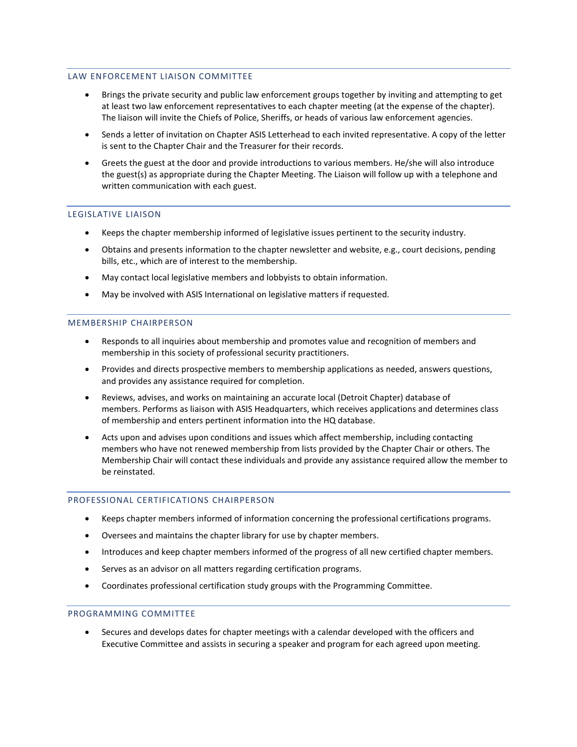## LAW ENFORCEMENT LIAISON COMMITTEE

- Brings the private security and public law enforcement groups together by inviting and attempting to get at least two law enforcement representatives to each chapter meeting (at the expense of the chapter). The liaison will invite the Chiefs of Police, Sheriffs, or heads of various law enforcement agencies.
- Sends a letter of invitation on Chapter ASIS Letterhead to each invited representative. A copy of the letter is sent to the Chapter Chair and the Treasurer for their records.
- Greets the guest at the door and provide introductions to various members. He/she will also introduce the guest(s) as appropriate during the Chapter Meeting. The Liaison will follow up with a telephone and written communication with each guest.

## LEGISLATIVE LIAISON

- Keeps the chapter membership informed of legislative issues pertinent to the security industry.
- Obtains and presents information to the chapter newsletter and website, e.g., court decisions, pending bills, etc., which are of interest to the membership.
- May contact local legislative members and lobbyists to obtain information.
- May be involved with ASIS International on legislative matters if requested.

## MEMBERSHIP CHAIRPERSON

- Responds to all inquiries about membership and promotes value and recognition of members and membership in this society of professional security practitioners.
- Provides and directs prospective members to membership applications as needed, answers questions, and provides any assistance required for completion.
- Reviews, advises, and works on maintaining an accurate local (Detroit Chapter) database of members. Performs as liaison with ASIS Headquarters, which receives applications and determines class of membership and enters pertinent information into the HQ database.
- Acts upon and advises upon conditions and issues which affect membership, including contacting members who have not renewed membership from lists provided by the Chapter Chair or others. The Membership Chair will contact these individuals and provide any assistance required allow the member to be reinstated.

## PROFESSIONAL CERTIFICATIONS CHAIRPERSON

- Keeps chapter members informed of information concerning the professional certifications programs.
- Oversees and maintains the chapter library for use by chapter members.
- Introduces and keep chapter members informed of the progress of all new certified chapter members.
- Serves as an advisor on all matters regarding certification programs.
- Coordinates professional certification study groups with the Programming Committee.

## PROGRAMMING COMMITTEE

- Secures and develops dates for chapter meetings with a calendar developed with the officers and Executive Committee and assists in securing a speaker and program for each agreed upon meeting.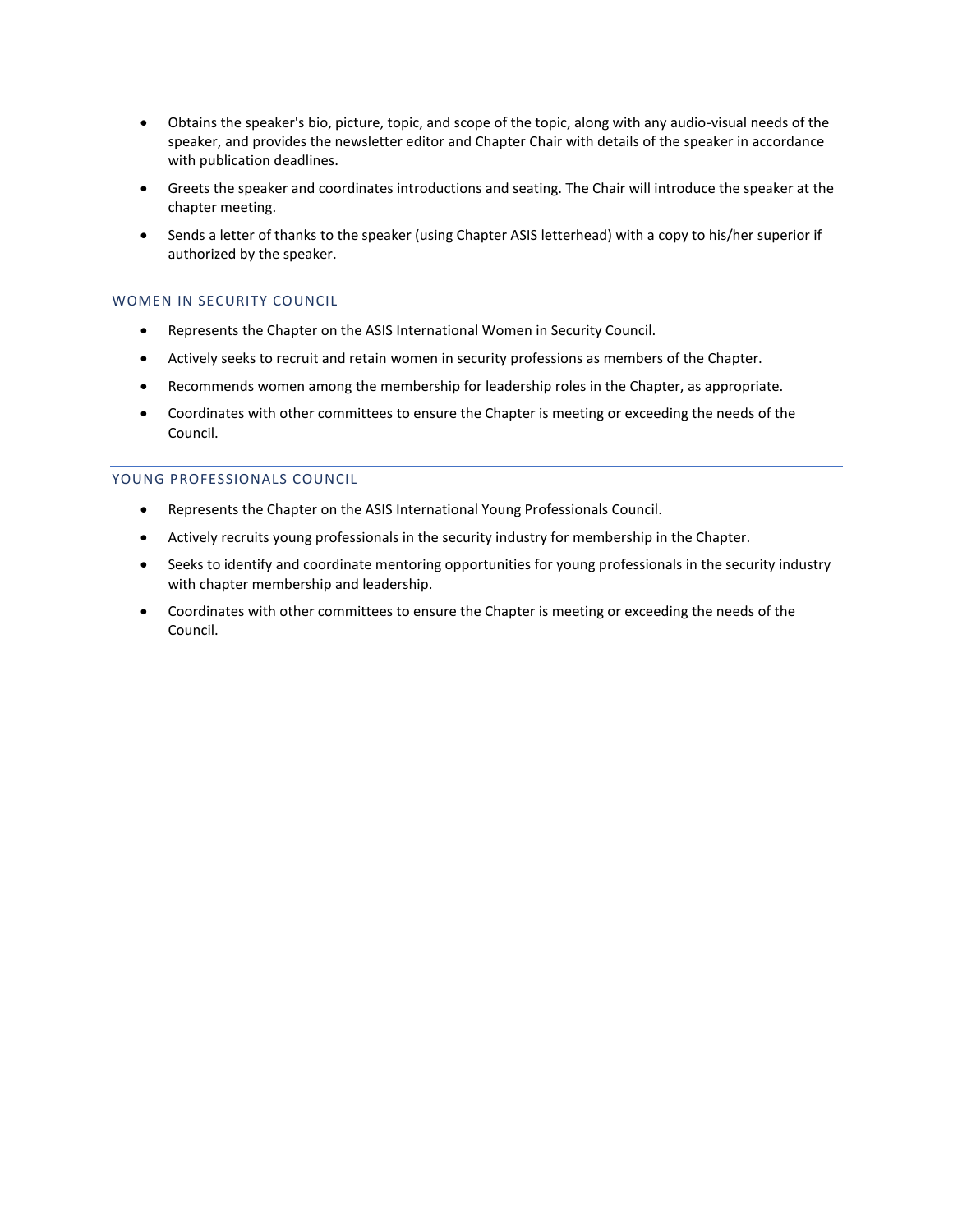- Obtains the speaker's bio, picture, topic, and scope of the topic, along with any audio-visual needs of the speaker, and provides the newsletter editor and Chapter Chair with details of the speaker in accordance with publication deadlines.
- Greets the speaker and coordinates introductions and seating. The Chair will introduce the speaker at the chapter meeting.
- Sends a letter of thanks to the speaker (using Chapter ASIS letterhead) with a copy to his/her superior if authorized by the speaker.

## WOMEN IN SECURITY COUNCIL

- Represents the Chapter on the ASIS International Women in Security Council.
- Actively seeks to recruit and retain women in security professions as members of the Chapter.
- Recommends women among the membership for leadership roles in the Chapter, as appropriate.
- Coordinates with other committees to ensure the Chapter is meeting or exceeding the needs of the Council.

## YOUNG PROFESSIONALS COUNCIL

- Represents the Chapter on the ASIS International Young Professionals Council.
- Actively recruits young professionals in the security industry for membership in the Chapter.
- Seeks to identify and coordinate mentoring opportunities for young professionals in the security industry with chapter membership and leadership.
- Coordinates with other committees to ensure the Chapter is meeting or exceeding the needs of the Council.